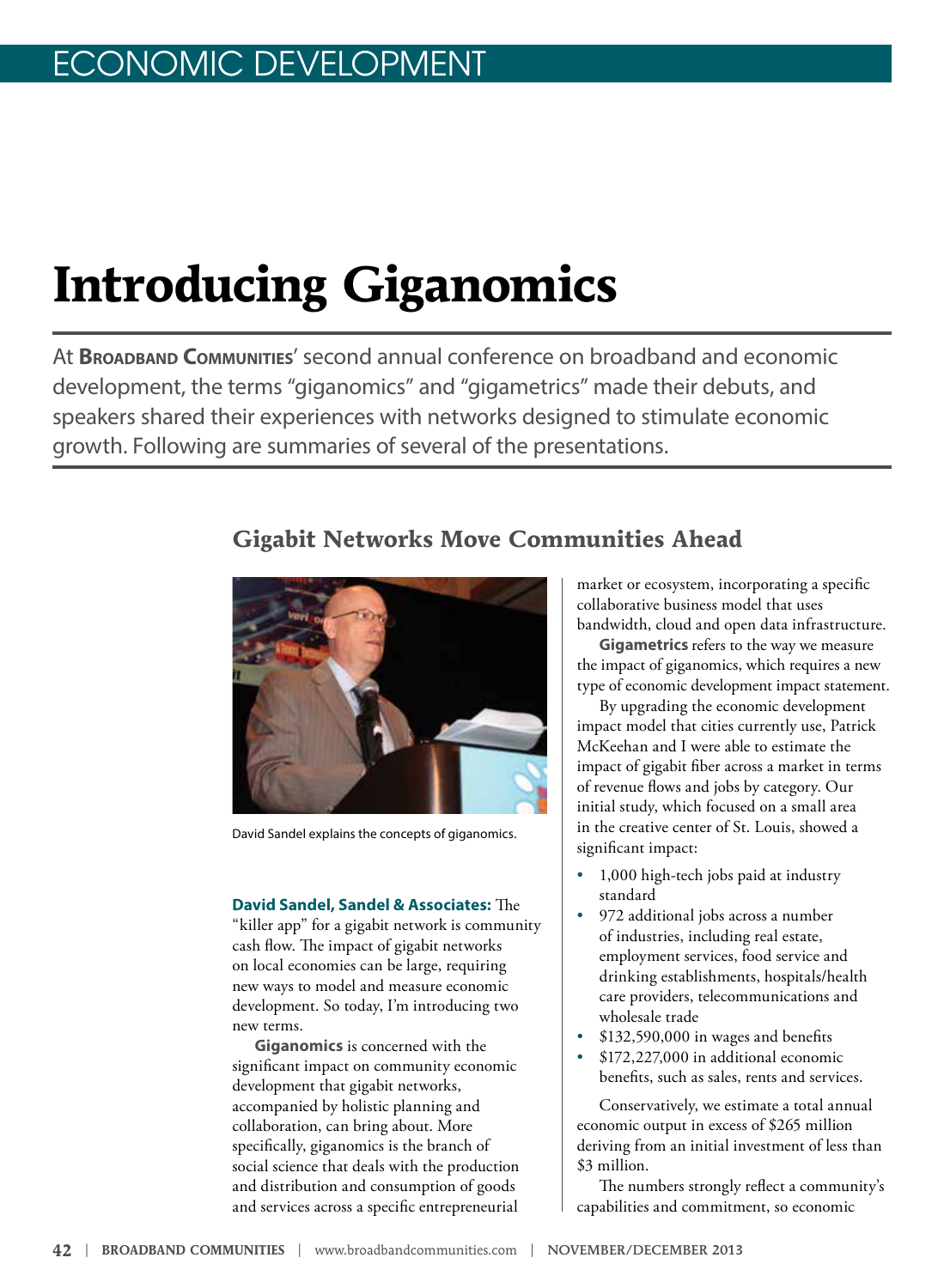ECONOMIC DEVELOPMENT

# Introducing Giganomics

At **Broadband Communities**' second annual conference on broadband and economic development, the terms "giganomics" and "gigametrics" made their debuts, and speakers shared their experiences with networks designed to stimulate economic growth. Following are summaries of several of the presentations.

## Gigabit Networks Move Communities Ahead

David Sandel explains the concepts of giganomics.

**David Sandel, Sandel & Associates:** The "killer app" for a gigabit network is community cash flow. The impact of gigabit networks on local economies can be large, requiring new ways to model and measure economic development. So today, I'm introducing two new terms.

**Giganomics** is concerned with the significant impact on community economic development that gigabit networks, accompanied by holistic planning and collaboration, can bring about. More specifically, giganomics is the branch of social science that deals with the production and distribution and consumption of goods and services across a specific entrepreneurial market or ecosystem, incorporating a specific collaborative business model that uses bandwidth, cloud and open data infrastructure.

**Gigametrics** refers to the way we measure the impact of giganomics, which requires a new type of economic development impact statement.

By upgrading the economic development impact model that cities currently use, Patrick McKeehan and I were able to estimate the impact of gigabit fiber across a market in terms of revenue flows and jobs by category. Our initial study, which focused on a small area in the creative center of St. Louis, showed a significant impact:

- 1,000 high-tech jobs paid at industry standard
- 972 additional jobs across a number of industries, including real estate, employment services, food service and drinking establishments, hospitals/health care providers, telecommunications and wholesale trade
- $132,590,000 in wages and benefits
- $172,227,000 in additional economic benefits, such as sales, rents and services.

Conservatively, we estimate a total annual economic output in excess of $265 million deriving from an initial investment of less than $3 million.

The numbers strongly reflect a community's capabilities and commitment, so economic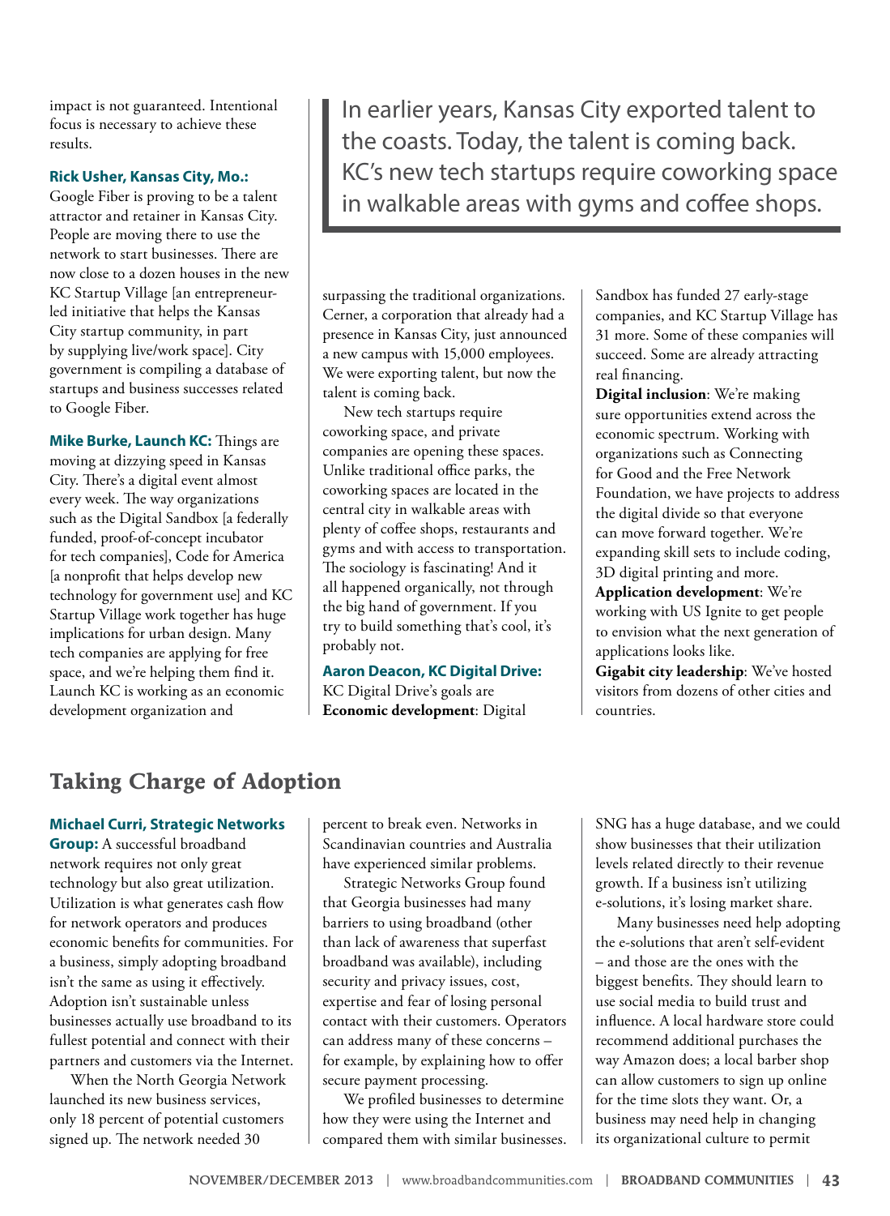impact is not guaranteed. Intentional focus is necessary to achieve these results.

**Rick Usher, Kansas City, Mo.:** Google Fiber is proving to be a talent attractor and retainer in Kansas City. People are moving there to use the network to start businesses. There are now close to a dozen houses in the new KC Startup Village [an entrepreneur-led initiative that helps the Kansas City startup community, in part by supplying live/work space]. City government is compiling a database of startups and business successes related to Google Fiber.

**Mike Burke, Launch KC:** Things are moving at dizzying speed in Kansas City. There's a digital event almost every week. The way organizations such as the Digital Sandbox [a federally funded, proof-of-concept incubator for tech companies], Code for America [a nonprofit that helps develop new technology for government use] and KC Startup Village work together has huge implications for urban design. Many tech companies are applying for free space, and we're helping them find it. Launch KC is working as an economic development organization and surpassing the traditional organizations. Cerner, a corporation that already had a presence in Kansas City, just announced a new campus with 15,000 employees. We were exporting talent, but now the talent is coming back.

> In earlier years, Kansas City exported talent to the coasts. Today, the talent is coming back. KC's new tech startups require coworking space in walkable areas with gyms and coffee shops.

New tech startups require coworking space, and private companies are opening these spaces. Unlike traditional office parks, the coworking spaces are located in the central city in walkable areas with plenty of coffee shops, restaurants and gyms and with access to transportation. The sociology is fascinating! And it all happened organically, not through the big hand of government. If you try to build something that's cool, it's probably not.

**Aaron Deacon, KC Digital Drive:** KC Digital Drive's goals are

**Economic development**: Digital Sandbox has funded 27 early-stage companies, and KC Startup Village has 31 more. Some of these companies will succeed. Some are already attracting real financing.

**Digital inclusion**: We're making sure opportunities extend across the economic spectrum. Working with organizations such as Connecting for Good and the Free Network Foundation, we have projects to address the digital divide so that everyone can move forward together. We're expanding skill sets to include coding, 3D digital printing and more.

**Application development**: We're working with US Ignite to get people to envision what the next generation of applications looks like.

**Gigabit city leadership**: We've hosted visitors from dozens of other cities and countries.

## Taking Charge of Adoption

**Michael Curri, Strategic Networks Group:** A successful broadband network requires not only great technology but also great utilization. Utilization is what generates cash flow for network operators and produces economic benefits for communities. For a business, simply adopting broadband isn't the same as using it effectively. Adoption isn't sustainable unless businesses actually use broadband to its fullest potential and connect with their partners and customers via the Internet.

When the North Georgia Network launched its new business services, only 18 percent of potential customers signed up. The network needed 30 percent to break even. Networks in Scandinavian countries and Australia have experienced similar problems.

Strategic Networks Group found that Georgia businesses had many barriers to using broadband (other than lack of awareness that superfast broadband was available), including security and privacy issues, cost, expertise and fear of losing personal contact with their customers. Operators can address many of these concerns – for example, by explaining how to offer secure payment processing.

We profiled businesses to determine how they were using the Internet and compared them with similar businesses. SNG has a huge database, and we could show businesses that their utilization levels related directly to their revenue growth. If a business isn't utilizing e-solutions, it's losing market share.

Many businesses need help adopting the e-solutions that aren't self-evident – and those are the ones with the biggest benefits. They should learn to use social media to build trust and influence. A local hardware store could recommend additional purchases the way Amazon does; a local barber shop can allow customers to sign up online for the time slots they want. Or, a business may need help in changing its organizational culture to permit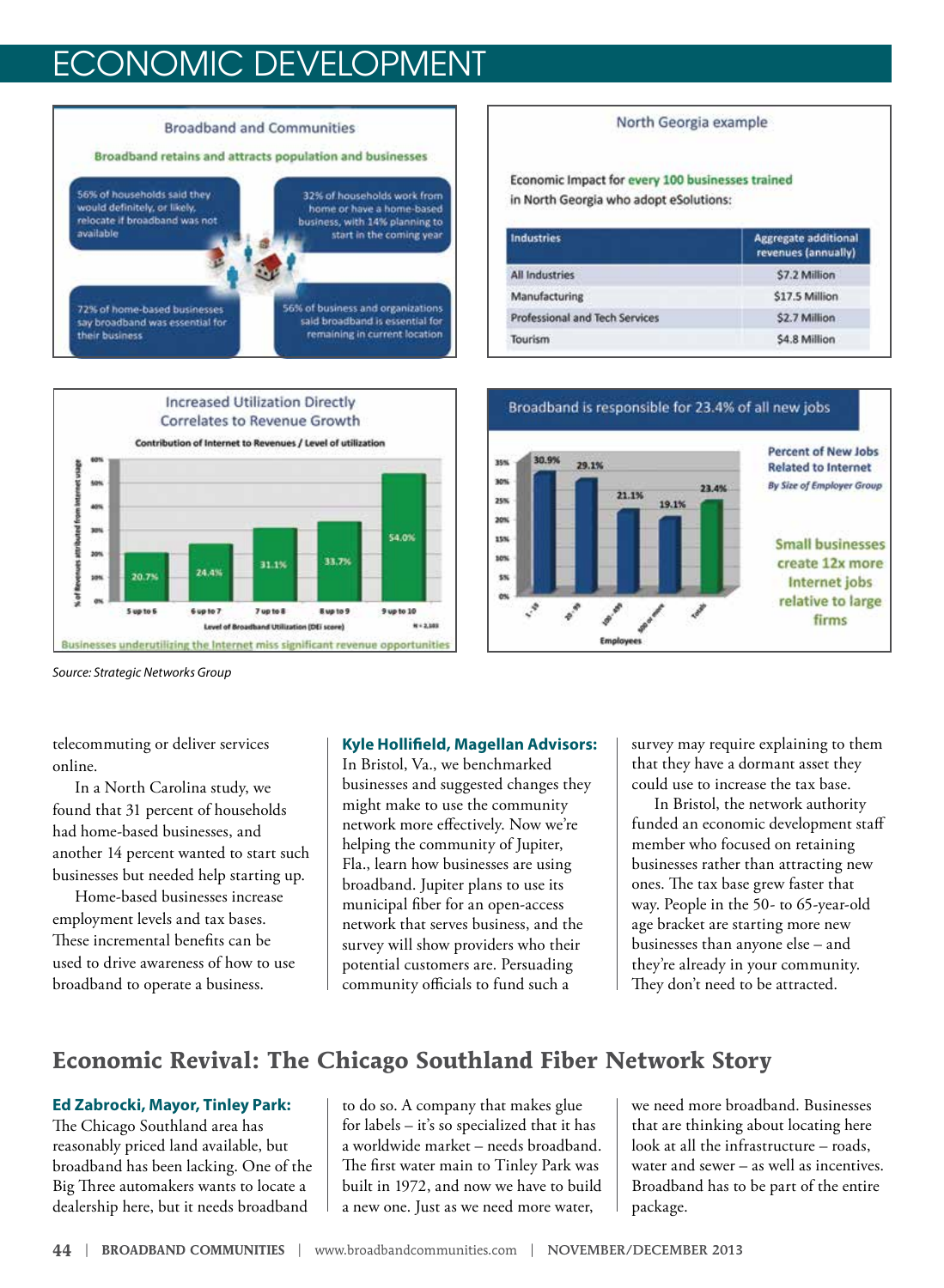## Broadband and Communities

**Broadband retains and attracts population and businesses**

- 56% of households said they would definitely, or likely, relocate if broadband was not available
- 32% of households work from home or have a home-based business, with 14% planning to start in the coming year
- 72% of home-based businesses say broadband was essential for their business
- 56% of business and organizations said broadband is essential for remaining in current location

## North Georgia example

Economic Impact for **every 100 businesses trained** in North Georgia who adopt eSolutions:

| Industries | Aggregate additional revenues (annually) |
|---|---|
| All Industries | $7.2 Million |
| Manufacturing | $17.5 Million |
| Professional and Tech Services | $2.7 Million |
| Tourism | $4.8 Million |

## Increased Utilization Directly Correlates to Revenue Growth

**Contribution of Internet to Revenues / Level of utilization**

| Level of Broadband Utilization (DEi score) | % of Revenues attributed from Internet usage |
|---|---|
| 5 up to 6 | 20.7% |
| 6 up to 7 | 24.4% |
| 7 up to 8 | 31.1% |
| 8 up to 9 | 33.7% |
| 9 up to 10 | 54.0% |

N = 2,183

Businesses underutilizing the Internet miss significant revenue opportunities

## Broadband is responsible for 23.4% of all new jobs

**Percent of New Jobs Related to Internet**
*By Size of Employer Group*

| Employees | Percent |
|---|---|
| 1-19 | 30.9% |
| 20-99 | 29.1% |
| 100-499 | 21.1% |
| 500 or more | 19.1% |
| Totals | 23.4% |

Small businesses create 12x more Internet jobs relative to large firms

*Source: Strategic Networks Group*

telecommuting or deliver services online.

In a North Carolina study, we found that 31 percent of households had home-based businesses, and another 14 percent wanted to start such businesses but needed help starting up.

Home-based businesses increase employment levels and tax bases. These incremental benefits can be used to drive awareness of how to use broadband to operate a business.

**Kyle Hollifield, Magellan Advisors:**
In Bristol, Va., we benchmarked businesses and suggested changes they might make to use the community network more effectively. Now we're helping the community of Jupiter, Fla., learn how businesses are using broadband. Jupiter plans to use its municipal fiber for an open-access network that serves business, and the survey will show providers who their potential customers are. Persuading community officials to fund such a survey may require explaining to them that they have a dormant asset they could use to increase the tax base.

In Bristol, the network authority funded an economic development staff member who focused on retaining businesses rather than attracting new ones. The tax base grew faster that way. People in the 50- to 65-year-old age bracket are starting more new businesses than anyone else – and they're already in your community. They don't need to be attracted.

## Economic Revival: The Chicago Southland Fiber Network Story

**Ed Zabrocki, Mayor, Tinley Park:**
The Chicago Southland area has reasonably priced land available, but broadband has been lacking. One of the Big Three automakers wants to locate a dealership here, but it needs broadband to do so. A company that makes glue for labels – it's so specialized that it has a worldwide market – needs broadband. The first water main to Tinley Park was built in 1972, and now we have to build a new one. Just as we need more water, we need more broadband. Businesses that are thinking about locating here look at all the infrastructure – roads, water and sewer – as well as incentives. Broadband has to be part of the entire package.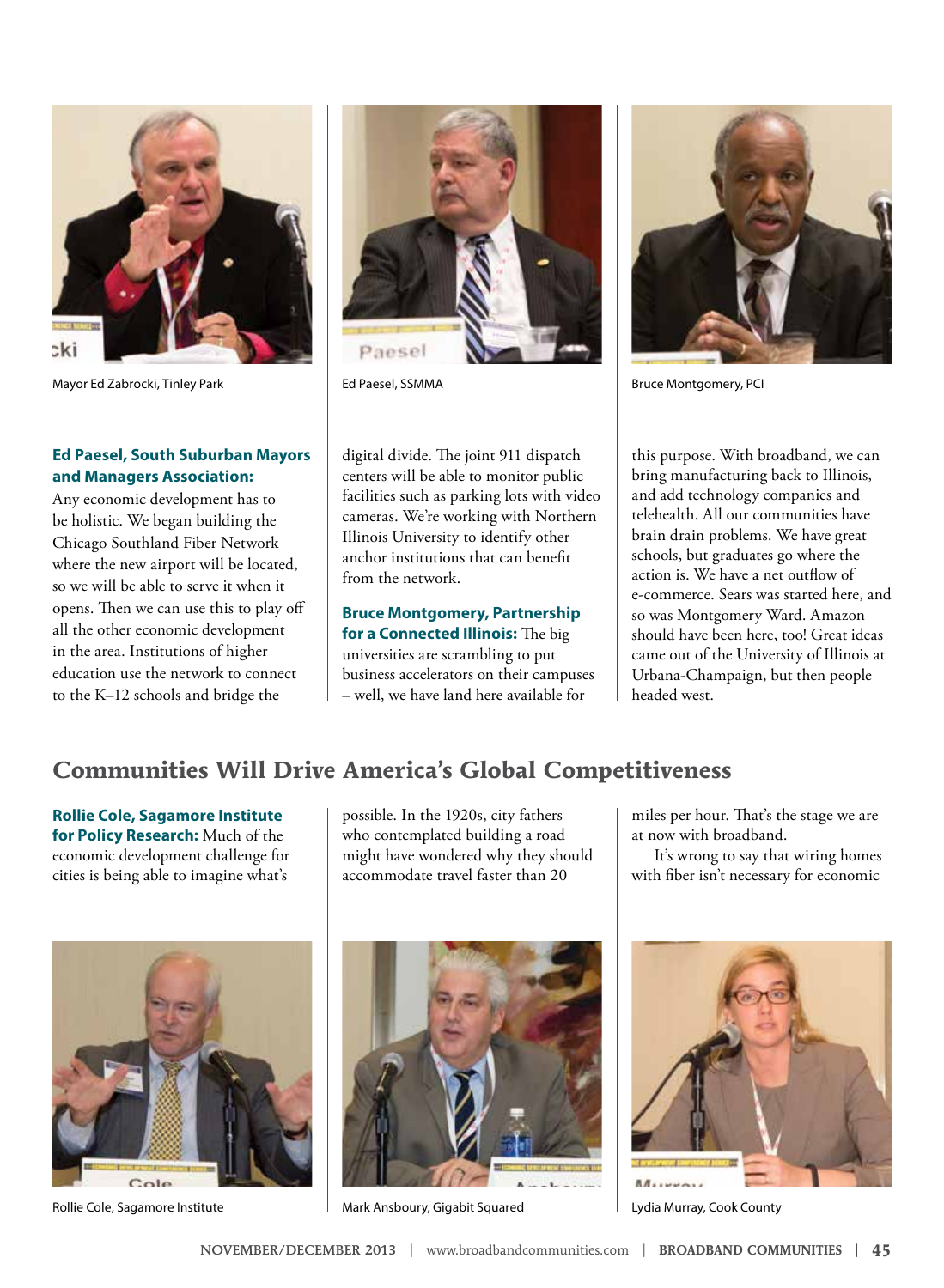Mayor Ed Zabrocki, Tinley Park

Ed Paesel, SSMMA

Bruce Montgomery, PCI

**Ed Paesel, South Suburban Mayors and Managers Association:** Any economic development has to be holistic. We began building the Chicago Southland Fiber Network where the new airport will be located, so we will be able to serve it when it opens. Then we can use this to play off all the other economic development in the area. Institutions of higher education use the network to connect to the K–12 schools and bridge the digital divide. The joint 911 dispatch centers will be able to monitor public facilities such as parking lots with video cameras. We're working with Northern Illinois University to identify other anchor institutions that can benefit from the network.

**Bruce Montgomery, Partnership for a Connected Illinois:** The big universities are scrambling to put business accelerators on their campuses – well, we have land here available for this purpose. With broadband, we can bring manufacturing back to Illinois, and add technology companies and telehealth. All our communities have brain drain problems. We have great schools, but graduates go where the action is. We have a net outflow of e-commerce. Sears was started here, and so was Montgomery Ward. Amazon should have been here, too! Great ideas came out of the University of Illinois at Urbana-Champaign, but then people headed west.

## Communities Will Drive America's Global Competitiveness

**Rollie Cole, Sagamore Institute for Policy Research:** Much of the economic development challenge for cities is being able to imagine what's possible. In the 1920s, city fathers who contemplated building a road might have wondered why they should accommodate travel faster than 20 miles per hour. That's the stage we are at now with broadband.

It's wrong to say that wiring homes with fiber isn't necessary for economic

Rollie Cole, Sagamore Institute

Mark Ansboury, Gigabit Squared

Lydia Murray, Cook County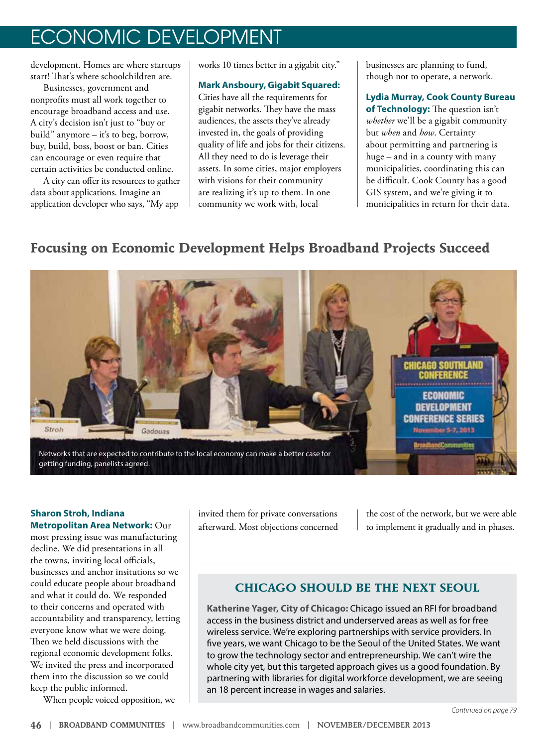development. Homes are where startups start! That's where schoolchildren are.

Businesses, government and nonprofits must all work together to encourage broadband access and use. A city's decision isn't just to "buy or build" anymore – it's to beg, borrow, buy, build, boss, boost or ban. Cities can encourage or even require that certain activities be conducted online.

A city can offer its resources to gather data about applications. Imagine an application developer who says, "My app works 10 times better in a gigabit city."

**Mark Ansboury, Gigabit Squared:** Cities have all the requirements for gigabit networks. They have the mass audiences, the assets they've already invested in, the goals of providing quality of life and jobs for their citizens. All they need to do is leverage their assets. In some cities, major employers with visions for their community are realizing it's up to them. In one community we work with, local businesses are planning to fund, though not to operate, a network.

**Lydia Murray, Cook County Bureau of Technology:** The question isn't *whether* we'll be a gigabit community but *when* and *how*. Certainty about permitting and partnering is huge – and in a county with many municipalities, coordinating this can be difficult. Cook County has a good GIS system, and we're giving it to municipalities in return for their data.

## Focusing on Economic Development Helps Broadband Projects Succeed

Networks that are expected to contribute to the local economy can make a better case for getting funding, panelists agreed.

**Sharon Stroh, Indiana Metropolitan Area Network:** Our most pressing issue was manufacturing decline. We did presentations in all the towns, inviting local officials, businesses and anchor insitutions so we could educate people about broadband and what it could do. We responded to their concerns and operated with accountability and transparency, letting everyone know what we were doing. Then we held discussions with the regional economic development folks. We invited the press and incorporated them into the discussion so we could keep the public informed.

When people voiced opposition, we invited them for private conversations afterward. Most objections concerned the cost of the network, but we were able to implement it gradually and in phases.

### CHICAGO SHOULD BE THE NEXT SEOUL

**Katherine Yager, City of Chicago:** Chicago issued an RFI for broadband access in the business district and underserved areas as well as for free wireless service. We're exploring partnerships with service providers. In five years, we want Chicago to be the Seoul of the United States. We want to grow the technology sector and entrepreneurship. We can't wire the whole city yet, but this targeted approach gives us a good foundation. By partnering with libraries for digital workforce development, we are seeing an 18 percent increase in wages and salaries.

*Continued on page 79*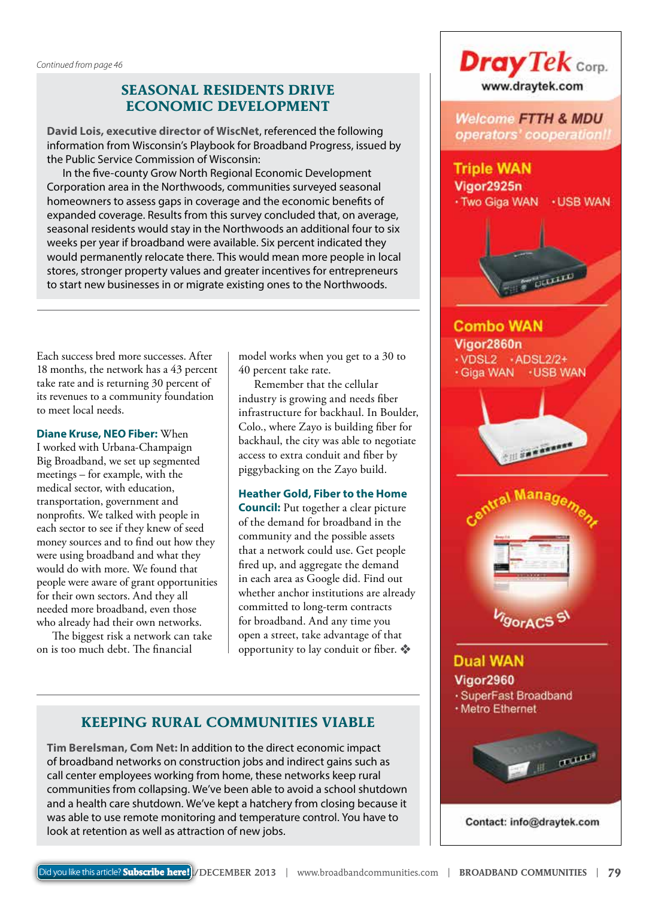*Continued from page 46*

## SEASONAL RESIDENTS DRIVE ECONOMIC DEVELOPMENT

**David Lois, executive director of WiscNet**, referenced the following information from Wisconsin's Playbook for Broadband Progress, issued by the Public Service Commission of Wisconsin:

In the five-county Grow North Regional Economic Development Corporation area in the Northwoods, communities surveyed seasonal homeowners to assess gaps in coverage and the economic benefits of expanded coverage. Results from this survey concluded that, on average, seasonal residents would stay in the Northwoods an additional four to six weeks per year if broadband were available. Six percent indicated they would permanently relocate there. This would mean more people in local stores, stronger property values and greater incentives for entrepreneurs to start new businesses in or migrate existing ones to the Northwoods.

Each success bred more successes. After 18 months, the network has a 43 percent take rate and is returning 30 percent of its revenues to a community foundation to meet local needs.

**Diane Kruse, NEO Fiber:** When I worked with Urbana-Champaign Big Broadband, we set up segmented meetings – for example, with the medical sector, with education, transportation, government and nonprofits. We talked with people in each sector to see if they knew of seed money sources and to find out how they were using broadband and what they would do with more. We found that people were aware of grant opportunities for their own sectors. And they all needed more broadband, even those who already had their own networks.

The biggest risk a network can take on is too much debt. The financial model works when you get to a 30 to 40 percent take rate.

Remember that the cellular industry is growing and needs fiber infrastructure for backhaul. In Boulder, Colo., where Zayo is building fiber for backhaul, the city was able to negotiate access to extra conduit and fiber by piggybacking on the Zayo build.

**Heather Gold, Fiber to the Home Council:** Put together a clear picture of the demand for broadband in the community and the possible assets that a network could use. Get people fired up, and aggregate the demand in each area as Google did. Find out whether anchor institutions are already committed to long-term contracts for broadband. And any time you open a street, take advantage of that opportunity to lay conduit or fiber. ❖

## KEEPING RURAL COMMUNITIES VIABLE

**Tim Berelsman, Com Net:** In addition to the direct economic impact of broadband networks on construction jobs and indirect gains such as call center employees working from home, these networks keep rural communities from collapsing. We've been able to avoid a school shutdown and a health care shutdown. We've kept a hatchery from closing because it was able to use remote monitoring and temperature control. You have to look at retention as well as attraction of new jobs.

DrayTek Corp.
www.draytek.com

Welcome FTTH & MDU operators' cooperation!!

**Triple WAN**
Vigor2925n
· Two Giga WAN · USB WAN

**Combo WAN**
Vigor2860n
· VDSL2 · ADSL2/2+
· Giga WAN · USB WAN

Central Management
VigorACS SI

**Dual WAN**
Vigor2960
· SuperFast Broadband
· Metro Ethernet

Contact: info@draytek.com

Did you like this article? **Subscribe here!**